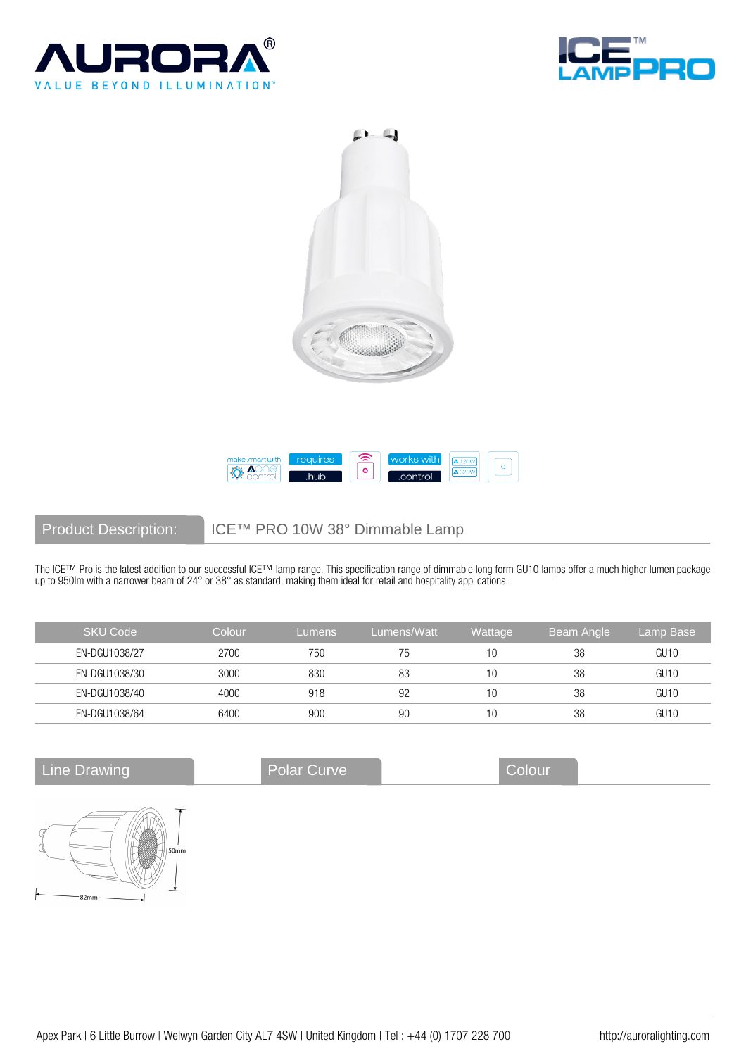AURORA®

VALUE BEYOND ILLUMINATION™

ICE™ LAMP PRO

make smart with Aone control | requires .hub | works with .control

## Product Description: ICE™ PRO 10W 38° Dimmable Lamp

The ICE™ Pro is the latest addition to our successful ICE™ lamp range. This specification range of dimmable long form GU10 lamps offer a much higher lumen package up to 950lm with a narrower beam of 24° or 38° as standard, making them ideal for retail and hospitality applications.

| SKU Code | Colour | Lumens | Lumens/Watt | Wattage | Beam Angle | Lamp Base |
|---|---|---|---|---|---|---|
| EN-DGU1038/27 | 2700 | 750 | 75 | 10 | 38 | GU10 |
| EN-DGU1038/30 | 3000 | 830 | 83 | 10 | 38 | GU10 |
| EN-DGU1038/40 | 4000 | 918 | 92 | 10 | 38 | GU10 |
| EN-DGU1038/64 | 6400 | 900 | 90 | 10 | 38 | GU10 |

## Line Drawing

50mm

82mm

## Polar Curve

## Colour

Apex Park | 6 Little Burrow | Welwyn Garden City AL7 4SW | United Kingdom | Tel : +44 (0) 1707 228 700 http://auroralighting.com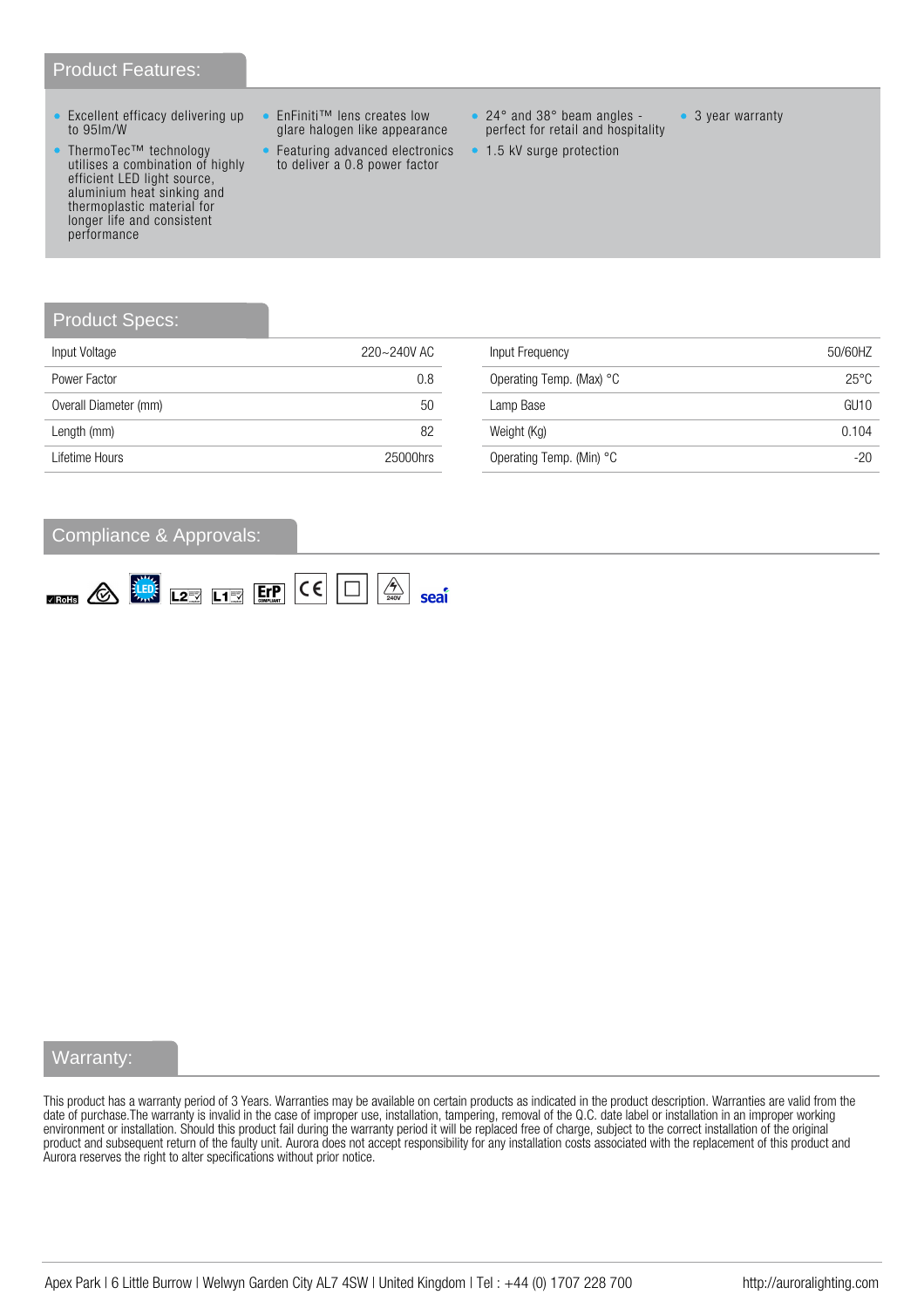## Product Features:

- Excellent efficacy delivering up to 95lm/W
- ThermoTec™ technology utilises a combination of highly efficient LED light source, aluminium heat sinking and thermoplastic material for longer life and consistent performance
- EnFiniti™ lens creates low glare halogen like appearance
- Featuring advanced electronics to deliver a 0.8 power factor
- 24° and 38° beam angles - perfect for retail and hospitality
- 1.5 kV surge protection
- 3 year warranty

## Product Specs:

| | | | |
|---|---|---|---|
| Input Voltage | 220~240V AC | Input Frequency | 50/60HZ |
| Power Factor | 0.8 | Operating Temp. (Max) °C | 25°C |
| Overall Diameter (mm) | 50 | Lamp Base | GU10 |
| Length (mm) | 82 | Weight (Kg) | 0.104 |
| Lifetime Hours | 25000hrs | Operating Temp. (Min) °C | -20 |

## Compliance & Approvals:

RoHS LED L2 L1 ErP CE 240V seai

## Warranty:

This product has a warranty period of 3 Years. Warranties may be available on certain products as indicated in the product description. Warranties are valid from the date of purchase.The warranty is invalid in the case of improper use, installation, tampering, removal of the Q.C. date label or installation in an improper working environment or installation. Should this product fail during the warranty period it will be replaced free of charge, subject to the correct installation of the original product and subsequent return of the faulty unit. Aurora does not accept responsibility for any installation costs associated with the replacement of this product and Aurora reserves the right to alter specifications without prior notice.

Apex Park | 6 Little Burrow | Welwyn Garden City AL7 4SW | United Kingdom | Tel : +44 (0) 1707 228 700 http://auroralighting.com